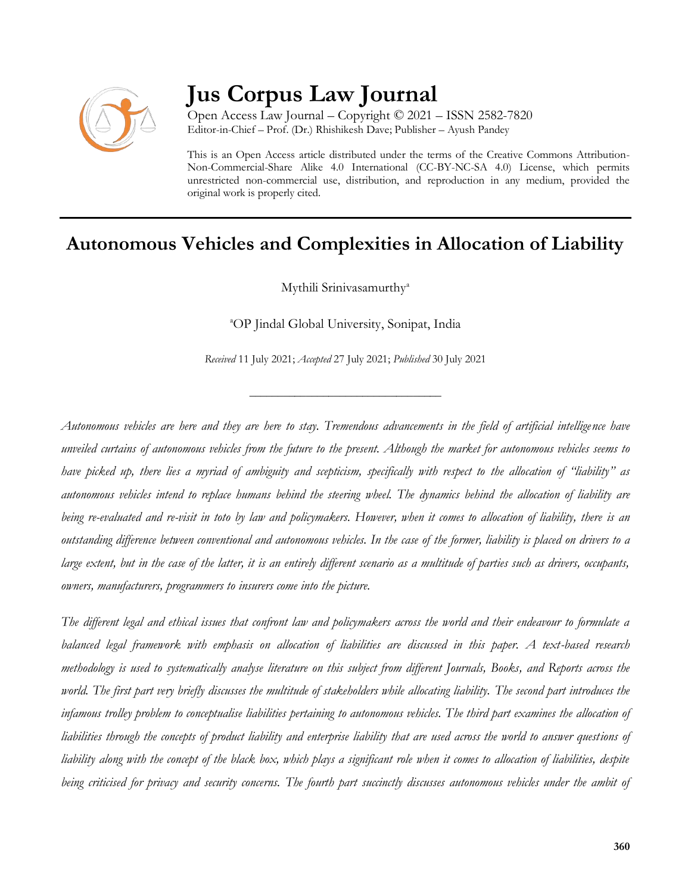# Jus Corpus Law Journal

Open Access Law Journal – Copyright © 2021 – ISSN 2582-7820
Editor-in-Chief – Prof. (Dr.) Rhishikesh Dave; Publisher – Ayush Pandey

This is an Open Access article distributed under the terms of the Creative Commons Attribution-Non-Commercial-Share Alike 4.0 International (CC-BY-NC-SA 4.0) License, which permits unrestricted non-commercial use, distribution, and reproduction in any medium, provided the original work is properly cited.

## Autonomous Vehicles and Complexities in Allocation of Liability

Mythili Srinivasamurthy[a]

[a]OP Jindal Global University, Sonipat, India

*Received* 11 July 2021; *Accepted* 27 July 2021; *Published* 30 July 2021

---

*Autonomous vehicles are here and they are here to stay. Tremendous advancements in the field of artificial intelligence have unveiled curtains of autonomous vehicles from the future to the present. Although the market for autonomous vehicles seems to have picked up, there lies a myriad of ambiguity and scepticism, specifically with respect to the allocation of "liability" as autonomous vehicles intend to replace humans behind the steering wheel. The dynamics behind the allocation of liability are being re-evaluated and re-visit in toto by law and policymakers. However, when it comes to allocation of liability, there is an outstanding difference between conventional and autonomous vehicles. In the case of the former, liability is placed on drivers to a large extent, but in the case of the latter, it is an entirely different scenario as a multitude of parties such as drivers, occupants, owners, manufacturers, programmers to insurers come into the picture.*

*The different legal and ethical issues that confront law and policymakers across the world and their endeavour to formulate a balanced legal framework with emphasis on allocation of liabilities are discussed in this paper. A text-based research methodology is used to systematically analyse literature on this subject from different Journals, Books, and Reports across the world. The first part very briefly discusses the multitude of stakeholders while allocating liability. The second part introduces the infamous trolley problem to conceptualise liabilities pertaining to autonomous vehicles. The third part examines the allocation of liabilities through the concepts of product liability and enterprise liability that are used across the world to answer questions of liability along with the concept of the black box, which plays a significant role when it comes to allocation of liabilities, despite being criticised for privacy and security concerns. The fourth part succinctly discusses autonomous vehicles under the ambit of*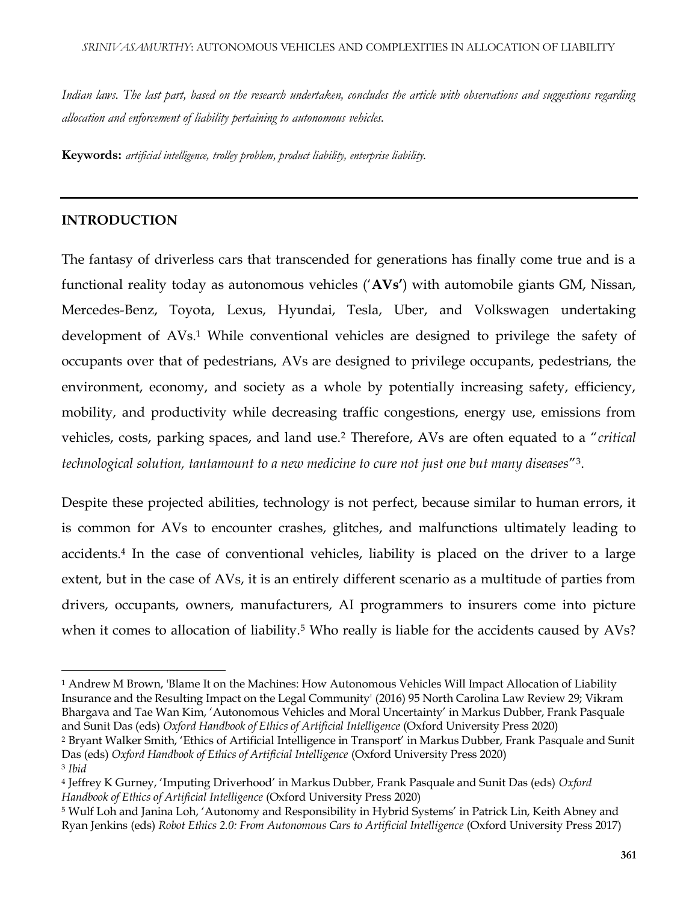*Indian laws. The last part, based on the research undertaken, concludes the article with observations and suggestions regarding allocation and enforcement of liability pertaining to autonomous vehicles.*

**Keywords:** *artificial intelligence, trolley problem, product liability, enterprise liability.*

## INTRODUCTION

The fantasy of driverless cars that transcended for generations has finally come true and is a functional reality today as autonomous vehicles ('**AVs'**) with automobile giants GM, Nissan, Mercedes-Benz, Toyota, Lexus, Hyundai, Tesla, Uber, and Volkswagen undertaking development of AVs.[1] While conventional vehicles are designed to privilege the safety of occupants over that of pedestrians, AVs are designed to privilege occupants, pedestrians, the environment, economy, and society as a whole by potentially increasing safety, efficiency, mobility, and productivity while decreasing traffic congestions, energy use, emissions from vehicles, costs, parking spaces, and land use.[2] Therefore, AVs are often equated to a "*critical technological solution, tantamount to a new medicine to cure not just one but many diseases*"[3].

Despite these projected abilities, technology is not perfect, because similar to human errors, it is common for AVs to encounter crashes, glitches, and malfunctions ultimately leading to accidents.[4] In the case of conventional vehicles, liability is placed on the driver to a large extent, but in the case of AVs, it is an entirely different scenario as a multitude of parties from drivers, occupants, owners, manufacturers, AI programmers to insurers come into picture when it comes to allocation of liability.[5] Who really is liable for the accidents caused by AVs?

---

[1] Andrew M Brown, 'Blame It on the Machines: How Autonomous Vehicles Will Impact Allocation of Liability Insurance and the Resulting Impact on the Legal Community' (2016) 95 North Carolina Law Review 29; Vikram Bhargava and Tae Wan Kim, 'Autonomous Vehicles and Moral Uncertainty' in Markus Dubber, Frank Pasquale and Sunit Das (eds) *Oxford Handbook of Ethics of Artificial Intelligence* (Oxford University Press 2020)

[2] Bryant Walker Smith, 'Ethics of Artificial Intelligence in Transport' in Markus Dubber, Frank Pasquale and Sunit Das (eds) *Oxford Handbook of Ethics of Artificial Intelligence* (Oxford University Press 2020)

[3] *Ibid*

[4] Jeffrey K Gurney, 'Imputing Driverhood' in Markus Dubber, Frank Pasquale and Sunit Das (eds) *Oxford Handbook of Ethics of Artificial Intelligence* (Oxford University Press 2020)

[5] Wulf Loh and Janina Loh, 'Autonomy and Responsibility in Hybrid Systems' in Patrick Lin, Keith Abney and Ryan Jenkins (eds) *Robot Ethics 2.0: From Autonomous Cars to Artificial Intelligence* (Oxford University Press 2017)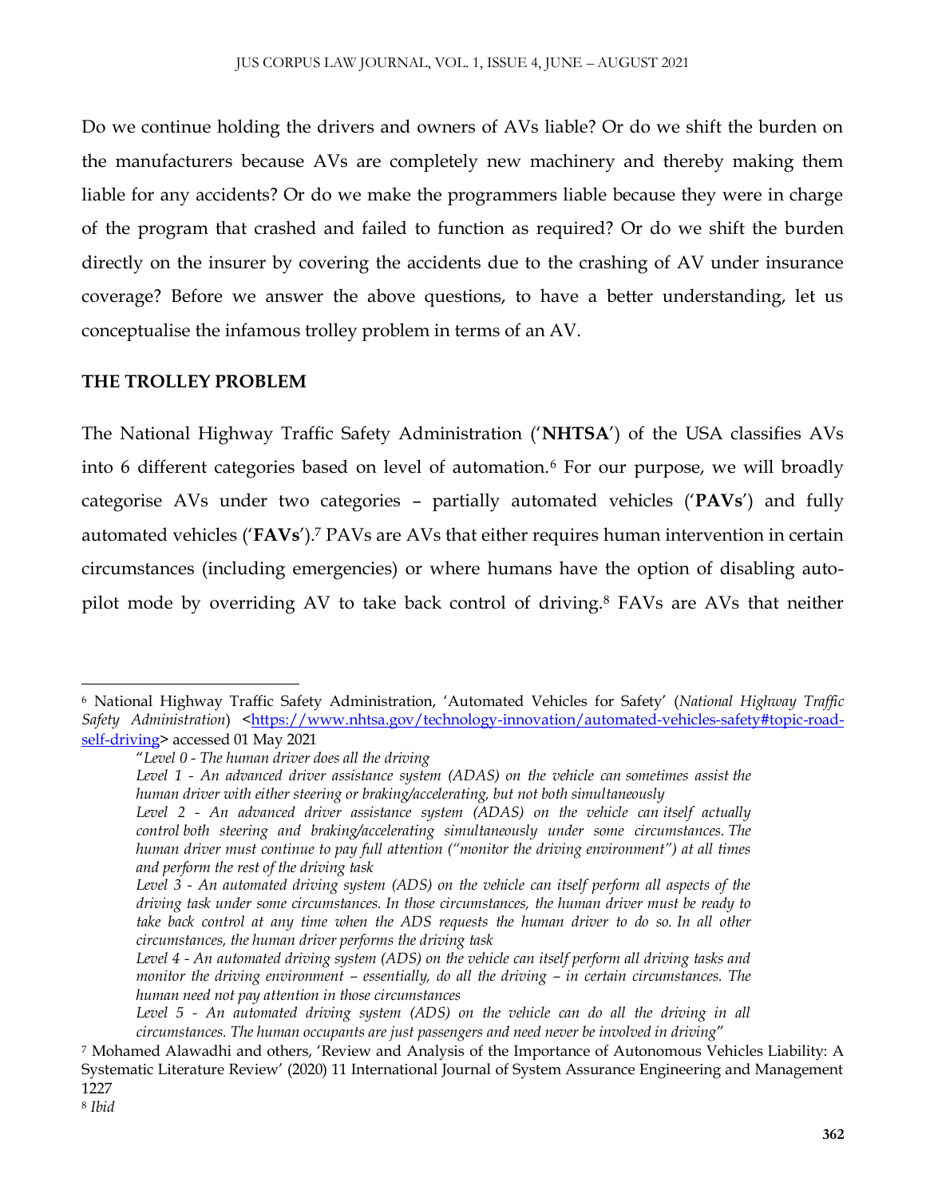Do we continue holding the drivers and owners of AVs liable? Or do we shift the burden on the manufacturers because AVs are completely new machinery and thereby making them liable for any accidents? Or do we make the programmers liable because they were in charge of the program that crashed and failed to function as required? Or do we shift the burden directly on the insurer by covering the accidents due to the crashing of AV under insurance coverage? Before we answer the above questions, to have a better understanding, let us conceptualise the infamous trolley problem in terms of an AV.

## THE TROLLEY PROBLEM

The National Highway Traffic Safety Administration ('**NHTSA**') of the USA classifies AVs into 6 different categories based on level of automation.[6] For our purpose, we will broadly categorise AVs under two categories – partially automated vehicles ('**PAVs**') and fully automated vehicles ('**FAVs**').[7] PAVs are AVs that either requires human intervention in certain circumstances (including emergencies) or where humans have the option of disabling auto-pilot mode by overriding AV to take back control of driving.[8] FAVs are AVs that neither

---

[6] National Highway Traffic Safety Administration, 'Automated Vehicles for Safety' (*National Highway Traffic Safety Administration*) <https://www.nhtsa.gov/technology-innovation/automated-vehicles-safety#topic-road-self-driving> accessed 01 May 2021

"*Level 0 - The human driver does all the driving*

*Level 1 - An advanced driver assistance system (ADAS) on the vehicle can sometimes assist the human driver with either steering or braking/accelerating, but not both simultaneously*

*Level 2 - An advanced driver assistance system (ADAS) on the vehicle can itself actually control both steering and braking/accelerating simultaneously under some circumstances. The human driver must continue to pay full attention ("monitor the driving environment") at all times and perform the rest of the driving task*

*Level 3 - An automated driving system (ADS) on the vehicle can itself perform all aspects of the driving task under some circumstances. In those circumstances, the human driver must be ready to take back control at any time when the ADS requests the human driver to do so. In all other circumstances, the human driver performs the driving task*

*Level 4 - An automated driving system (ADS) on the vehicle can itself perform all driving tasks and monitor the driving environment – essentially, do all the driving – in certain circumstances. The human need not pay attention in those circumstances*

*Level 5 - An automated driving system (ADS) on the vehicle can do all the driving in all circumstances. The human occupants are just passengers and need never be involved in driving*"

[7] Mohamed Alawadhi and others, 'Review and Analysis of the Importance of Autonomous Vehicles Liability: A Systematic Literature Review' (2020) 11 International Journal of System Assurance Engineering and Management 1227

[8] *Ibid*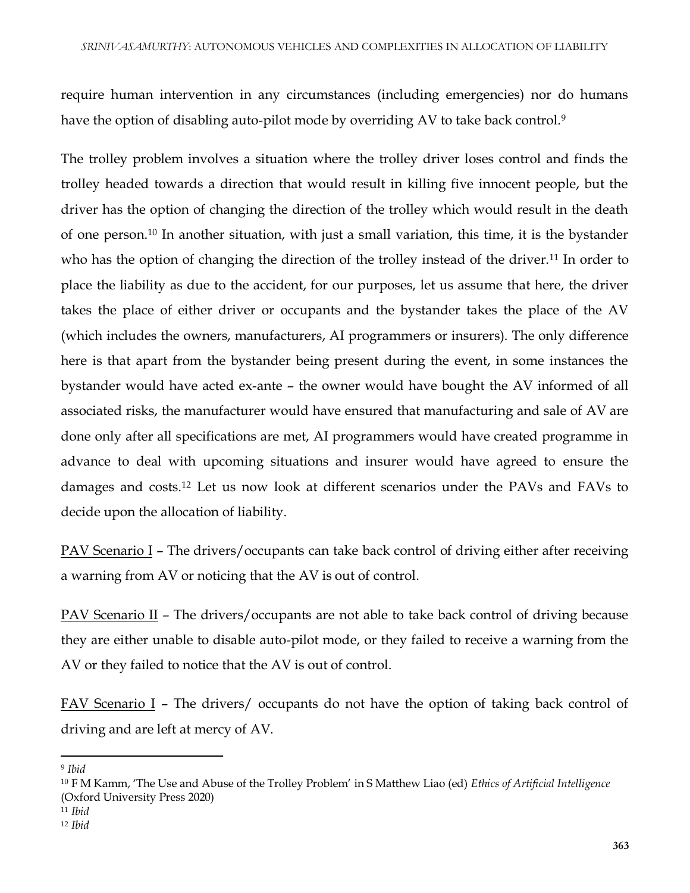require human intervention in any circumstances (including emergencies) nor do humans have the option of disabling auto-pilot mode by overriding AV to take back control.[9]

The trolley problem involves a situation where the trolley driver loses control and finds the trolley headed towards a direction that would result in killing five innocent people, but the driver has the option of changing the direction of the trolley which would result in the death of one person.[10] In another situation, with just a small variation, this time, it is the bystander who has the option of changing the direction of the trolley instead of the driver.[11] In order to place the liability as due to the accident, for our purposes, let us assume that here, the driver takes the place of either driver or occupants and the bystander takes the place of the AV (which includes the owners, manufacturers, AI programmers or insurers). The only difference here is that apart from the bystander being present during the event, in some instances the bystander would have acted ex-ante – the owner would have bought the AV informed of all associated risks, the manufacturer would have ensured that manufacturing and sale of AV are done only after all specifications are met, AI programmers would have created programme in advance to deal with upcoming situations and insurer would have agreed to ensure the damages and costs.[12] Let us now look at different scenarios under the PAVs and FAVs to decide upon the allocation of liability.

<u>PAV Scenario I</u> – The drivers/occupants can take back control of driving either after receiving a warning from AV or noticing that the AV is out of control.

<u>PAV Scenario II</u> – The drivers/occupants are not able to take back control of driving because they are either unable to disable auto-pilot mode, or they failed to receive a warning from the AV or they failed to notice that the AV is out of control.

<u>FAV Scenario I</u> – The drivers/ occupants do not have the option of taking back control of driving and are left at mercy of AV.

---

[9] *Ibid*

[10] F M Kamm, 'The Use and Abuse of the Trolley Problem' in S Matthew Liao (ed) *Ethics of Artificial Intelligence* (Oxford University Press 2020)

[11] *Ibid*

[12] *Ibid*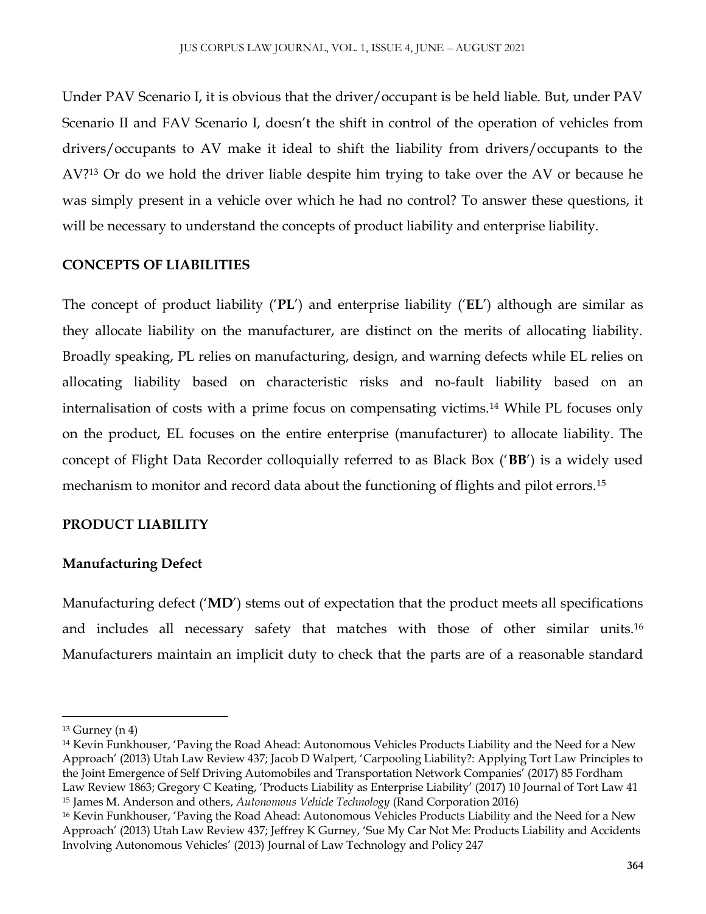Under PAV Scenario I, it is obvious that the driver/occupant is be held liable. But, under PAV Scenario II and FAV Scenario I, doesn't the shift in control of the operation of vehicles from drivers/occupants to AV make it ideal to shift the liability from drivers/occupants to the AV?[13] Or do we hold the driver liable despite him trying to take over the AV or because he was simply present in a vehicle over which he had no control? To answer these questions, it will be necessary to understand the concepts of product liability and enterprise liability.

## CONCEPTS OF LIABILITIES

The concept of product liability ('**PL**') and enterprise liability ('**EL**') although are similar as they allocate liability on the manufacturer, are distinct on the merits of allocating liability. Broadly speaking, PL relies on manufacturing, design, and warning defects while EL relies on allocating liability based on characteristic risks and no-fault liability based on an internalisation of costs with a prime focus on compensating victims.[14] While PL focuses only on the product, EL focuses on the entire enterprise (manufacturer) to allocate liability. The concept of Flight Data Recorder colloquially referred to as Black Box ('**BB**') is a widely used mechanism to monitor and record data about the functioning of flights and pilot errors.[15]

## PRODUCT LIABILITY

### Manufacturing Defect

Manufacturing defect ('**MD**') stems out of expectation that the product meets all specifications and includes all necessary safety that matches with those of other similar units.[16] Manufacturers maintain an implicit duty to check that the parts are of a reasonable standard

---

[13] Gurney (n 4)

[14] Kevin Funkhouser, 'Paving the Road Ahead: Autonomous Vehicles Products Liability and the Need for a New Approach' (2013) Utah Law Review 437; Jacob D Walpert, 'Carpooling Liability?: Applying Tort Law Principles to the Joint Emergence of Self Driving Automobiles and Transportation Network Companies' (2017) 85 Fordham Law Review 1863; Gregory C Keating, 'Products Liability as Enterprise Liability' (2017) 10 Journal of Tort Law 41

[15] James M. Anderson and others, *Autonomous Vehicle Technology* (Rand Corporation 2016)

[16] Kevin Funkhouser, 'Paving the Road Ahead: Autonomous Vehicles Products Liability and the Need for a New Approach' (2013) Utah Law Review 437; Jeffrey K Gurney, 'Sue My Car Not Me: Products Liability and Accidents Involving Autonomous Vehicles' (2013) Journal of Law Technology and Policy 247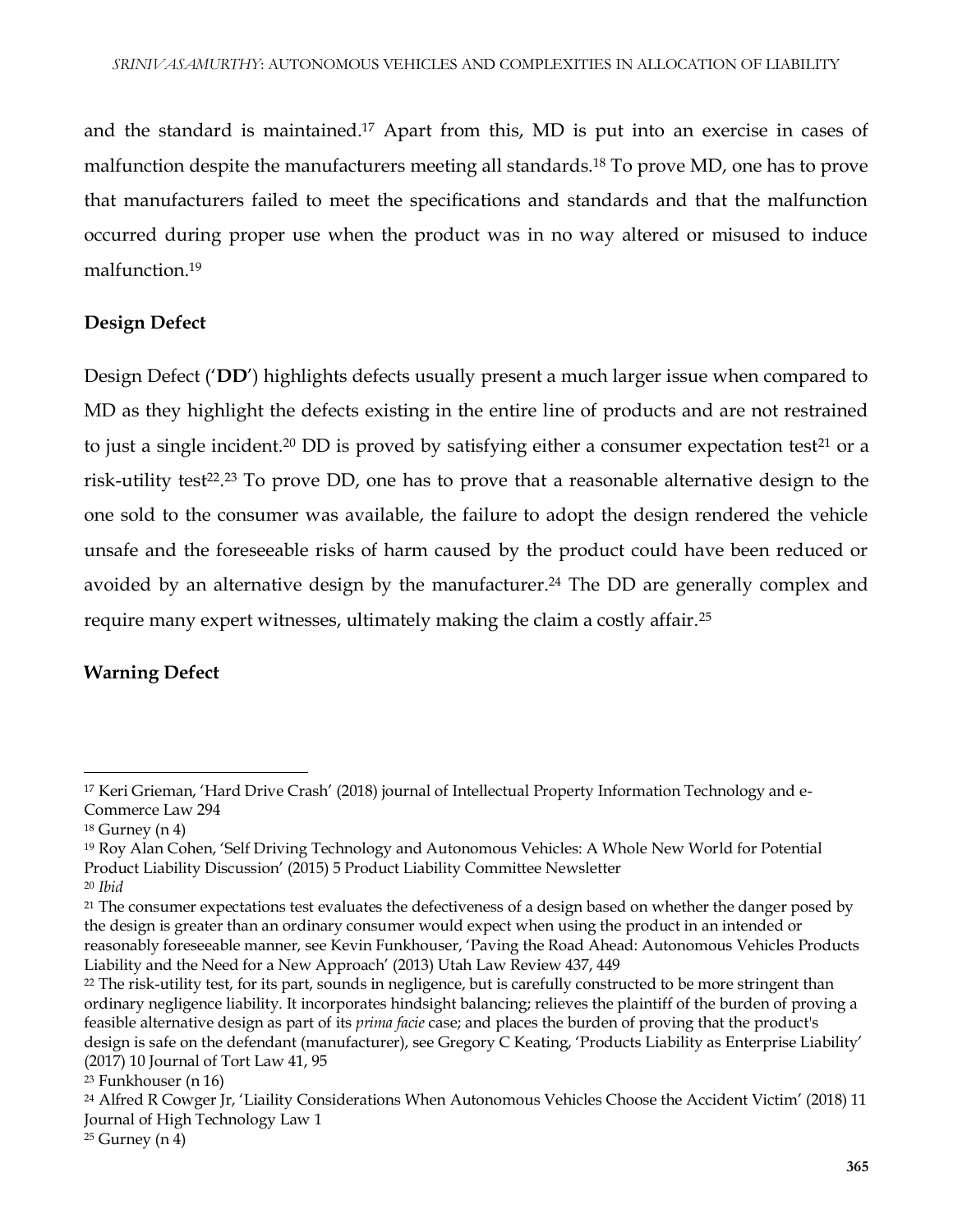and the standard is maintained.[17] Apart from this, MD is put into an exercise in cases of malfunction despite the manufacturers meeting all standards.[18] To prove MD, one has to prove that manufacturers failed to meet the specifications and standards and that the malfunction occurred during proper use when the product was in no way altered or misused to induce malfunction.[19]

### Design Defect

Design Defect ('**DD**') highlights defects usually present a much larger issue when compared to MD as they highlight the defects existing in the entire line of products and are not restrained to just a single incident.[20] DD is proved by satisfying either a consumer expectation test[21] or a risk-utility test[22].[23] To prove DD, one has to prove that a reasonable alternative design to the one sold to the consumer was available, the failure to adopt the design rendered the vehicle unsafe and the foreseeable risks of harm caused by the product could have been reduced or avoided by an alternative design by the manufacturer.[24] The DD are generally complex and require many expert witnesses, ultimately making the claim a costly affair.[25]

### Warning Defect

---

[17] Keri Grieman, 'Hard Drive Crash' (2018) journal of Intellectual Property Information Technology and e-Commerce Law 294

[18] Gurney (n 4)

[19] Roy Alan Cohen, 'Self Driving Technology and Autonomous Vehicles: A Whole New World for Potential Product Liability Discussion' (2015) 5 Product Liability Committee Newsletter

[20] *Ibid*

[21] The consumer expectations test evaluates the defectiveness of a design based on whether the danger posed by the design is greater than an ordinary consumer would expect when using the product in an intended or reasonably foreseeable manner, see Kevin Funkhouser, 'Paving the Road Ahead: Autonomous Vehicles Products Liability and the Need for a New Approach' (2013) Utah Law Review 437, 449

[22] The risk-utility test, for its part, sounds in negligence, but is carefully constructed to be more stringent than ordinary negligence liability. It incorporates hindsight balancing; relieves the plaintiff of the burden of proving a feasible alternative design as part of its *prima facie* case; and places the burden of proving that the product's design is safe on the defendant (manufacturer), see Gregory C Keating, 'Products Liability as Enterprise Liability' (2017) 10 Journal of Tort Law 41, 95

[23] Funkhouser (n 16)

[24] Alfred R Cowger Jr, 'Liaility Considerations When Autonomous Vehicles Choose the Accident Victim' (2018) 11 Journal of High Technology Law 1

[25] Gurney (n 4)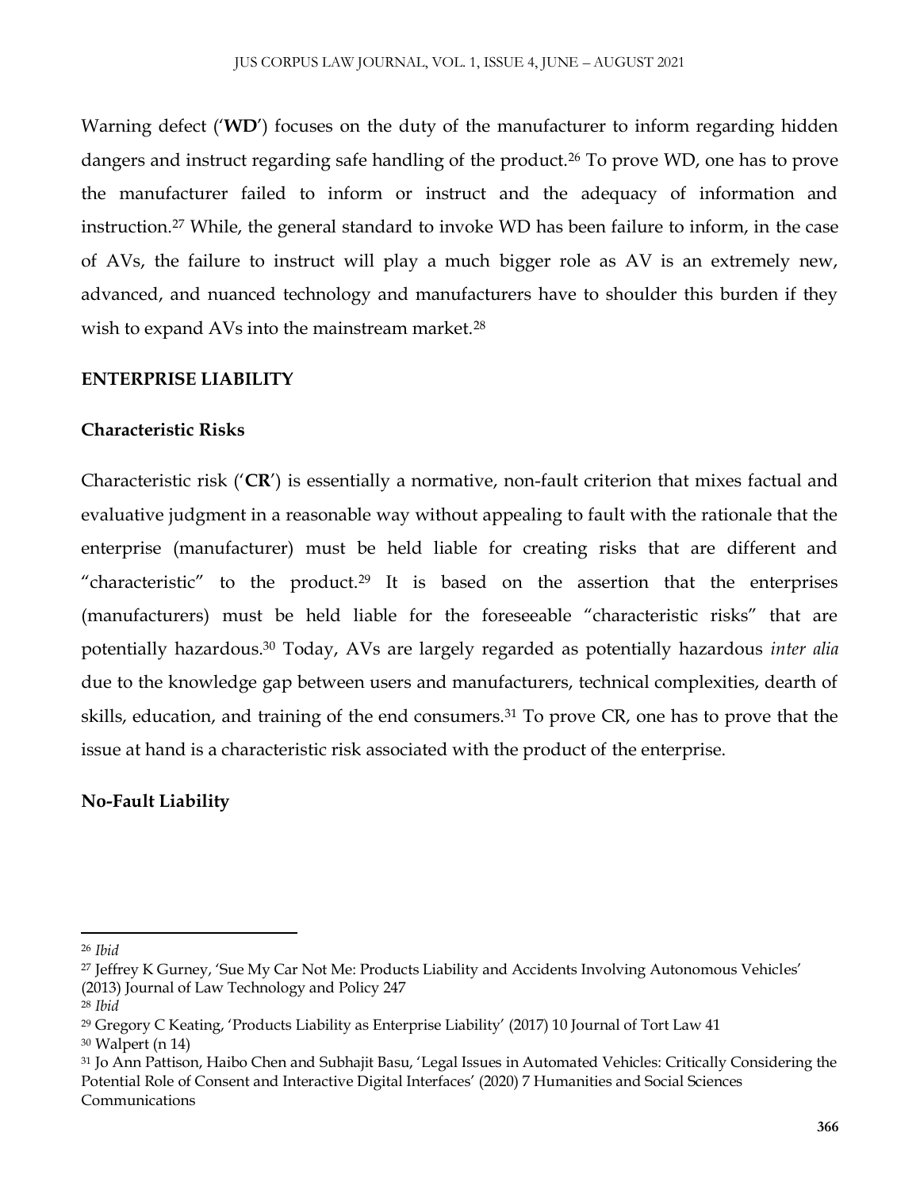Warning defect ('**WD**') focuses on the duty of the manufacturer to inform regarding hidden dangers and instruct regarding safe handling of the product.[26] To prove WD, one has to prove the manufacturer failed to inform or instruct and the adequacy of information and instruction.[27] While, the general standard to invoke WD has been failure to inform, in the case of AVs, the failure to instruct will play a much bigger role as AV is an extremely new, advanced, and nuanced technology and manufacturers have to shoulder this burden if they wish to expand AVs into the mainstream market.[28]

## ENTERPRISE LIABILITY

### Characteristic Risks

Characteristic risk ('**CR**') is essentially a normative, non-fault criterion that mixes factual and evaluative judgment in a reasonable way without appealing to fault with the rationale that the enterprise (manufacturer) must be held liable for creating risks that are different and "characteristic" to the product.[29] It is based on the assertion that the enterprises (manufacturers) must be held liable for the foreseeable "characteristic risks" that are potentially hazardous.[30] Today, AVs are largely regarded as potentially hazardous *inter alia* due to the knowledge gap between users and manufacturers, technical complexities, dearth of skills, education, and training of the end consumers.[31] To prove CR, one has to prove that the issue at hand is a characteristic risk associated with the product of the enterprise.

### No-Fault Liability

---

[26] *Ibid*

[27] Jeffrey K Gurney, 'Sue My Car Not Me: Products Liability and Accidents Involving Autonomous Vehicles' (2013) Journal of Law Technology and Policy 247

[28] *Ibid*

[29] Gregory C Keating, 'Products Liability as Enterprise Liability' (2017) 10 Journal of Tort Law 41

[30] Walpert (n 14)

[31] Jo Ann Pattison, Haibo Chen and Subhajit Basu, 'Legal Issues in Automated Vehicles: Critically Considering the Potential Role of Consent and Interactive Digital Interfaces' (2020) 7 Humanities and Social Sciences Communications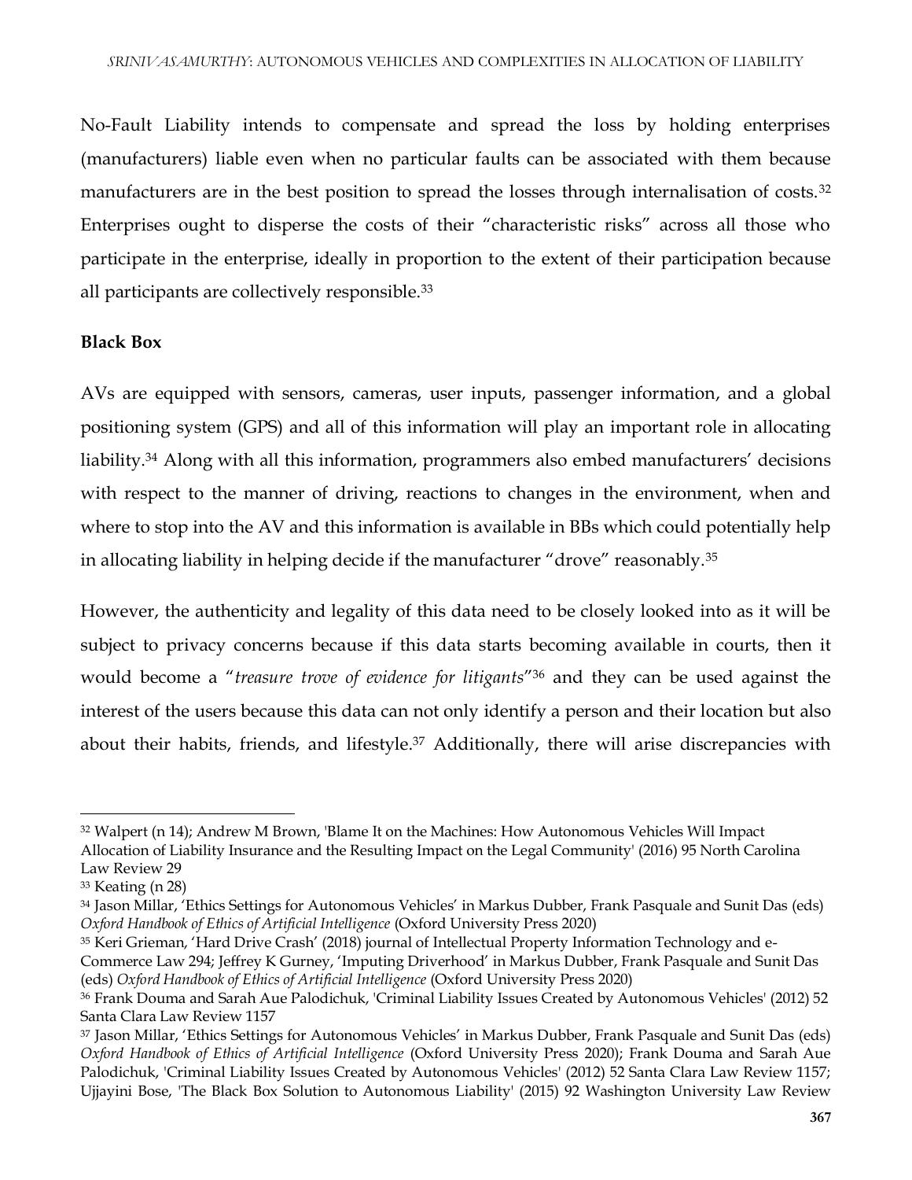No-Fault Liability intends to compensate and spread the loss by holding enterprises (manufacturers) liable even when no particular faults can be associated with them because manufacturers are in the best position to spread the losses through internalisation of costs.[32] Enterprises ought to disperse the costs of their "characteristic risks" across all those who participate in the enterprise, ideally in proportion to the extent of their participation because all participants are collectively responsible.[33]

**Black Box**

AVs are equipped with sensors, cameras, user inputs, passenger information, and a global positioning system (GPS) and all of this information will play an important role in allocating liability.[34] Along with all this information, programmers also embed manufacturers' decisions with respect to the manner of driving, reactions to changes in the environment, when and where to stop into the AV and this information is available in BBs which could potentially help in allocating liability in helping decide if the manufacturer "drove" reasonably.[35]

However, the authenticity and legality of this data need to be closely looked into as it will be subject to privacy concerns because if this data starts becoming available in courts, then it would become a "*treasure trove of evidence for litigants*"[36] and they can be used against the interest of the users because this data can not only identify a person and their location but also about their habits, friends, and lifestyle.[37] Additionally, there will arise discrepancies with

---

[32] Walpert (n 14); Andrew M Brown, 'Blame It on the Machines: How Autonomous Vehicles Will Impact Allocation of Liability Insurance and the Resulting Impact on the Legal Community' (2016) 95 North Carolina Law Review 29

[33] Keating (n 28)

[34] Jason Millar, 'Ethics Settings for Autonomous Vehicles' in Markus Dubber, Frank Pasquale and Sunit Das (eds) *Oxford Handbook of Ethics of Artificial Intelligence* (Oxford University Press 2020)

[35] Keri Grieman, 'Hard Drive Crash' (2018) journal of Intellectual Property Information Technology and e-Commerce Law 294; Jeffrey K Gurney, 'Imputing Driverhood' in Markus Dubber, Frank Pasquale and Sunit Das (eds) *Oxford Handbook of Ethics of Artificial Intelligence* (Oxford University Press 2020)

[36] Frank Douma and Sarah Aue Palodichuk, 'Criminal Liability Issues Created by Autonomous Vehicles' (2012) 52 Santa Clara Law Review 1157

[37] Jason Millar, 'Ethics Settings for Autonomous Vehicles' in Markus Dubber, Frank Pasquale and Sunit Das (eds) *Oxford Handbook of Ethics of Artificial Intelligence* (Oxford University Press 2020); Frank Douma and Sarah Aue Palodichuk, 'Criminal Liability Issues Created by Autonomous Vehicles' (2012) 52 Santa Clara Law Review 1157; Ujjayini Bose, 'The Black Box Solution to Autonomous Liability' (2015) 92 Washington University Law Review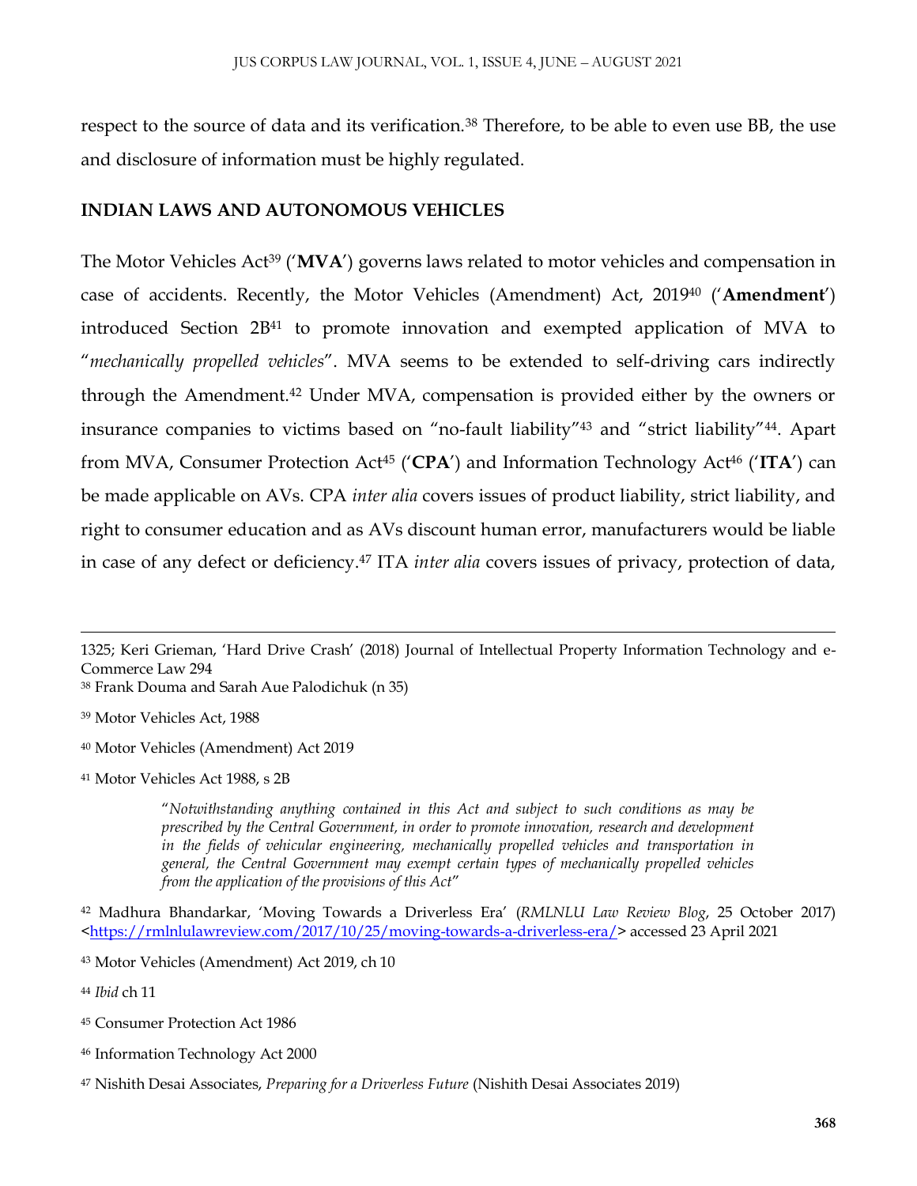respect to the source of data and its verification.[38] Therefore, to be able to even use BB, the use and disclosure of information must be highly regulated.

## INDIAN LAWS AND AUTONOMOUS VEHICLES

The Motor Vehicles Act[39] ('**MVA**') governs laws related to motor vehicles and compensation in case of accidents. Recently, the Motor Vehicles (Amendment) Act, 2019[40] ('**Amendment**') introduced Section 2B[41] to promote innovation and exempted application of MVA to "*mechanically propelled vehicles*". MVA seems to be extended to self-driving cars indirectly through the Amendment.[42] Under MVA, compensation is provided either by the owners or insurance companies to victims based on "no-fault liability"[43] and "strict liability"[44]. Apart from MVA, Consumer Protection Act[45] ('**CPA**') and Information Technology Act[46] ('**ITA**') can be made applicable on AVs. CPA *inter alia* covers issues of product liability, strict liability, and right to consumer education and as AVs discount human error, manufacturers would be liable in case of any defect or deficiency.[47] ITA *inter alia* covers issues of privacy, protection of data,

---

1325; Keri Grieman, 'Hard Drive Crash' (2018) Journal of Intellectual Property Information Technology and e-Commerce Law 294

[38] Frank Douma and Sarah Aue Palodichuk (n 35)

[39] Motor Vehicles Act, 1988

[40] Motor Vehicles (Amendment) Act 2019

[41] Motor Vehicles Act 1988, s 2B

> "*Notwithstanding anything contained in this Act and subject to such conditions as may be prescribed by the Central Government, in order to promote innovation, research and development in the fields of vehicular engineering, mechanically propelled vehicles and transportation in general, the Central Government may exempt certain types of mechanically propelled vehicles from the application of the provisions of this Act*"

[42] Madhura Bhandarkar, 'Moving Towards a Driverless Era' (*RMLNLU Law Review Blog*, 25 October 2017) <https://rmlnlulawreview.com/2017/10/25/moving-towards-a-driverless-era/> accessed 23 April 2021

[43] Motor Vehicles (Amendment) Act 2019, ch 10

[44] *Ibid* ch 11

[45] Consumer Protection Act 1986

[46] Information Technology Act 2000

[47] Nishith Desai Associates, *Preparing for a Driverless Future* (Nishith Desai Associates 2019)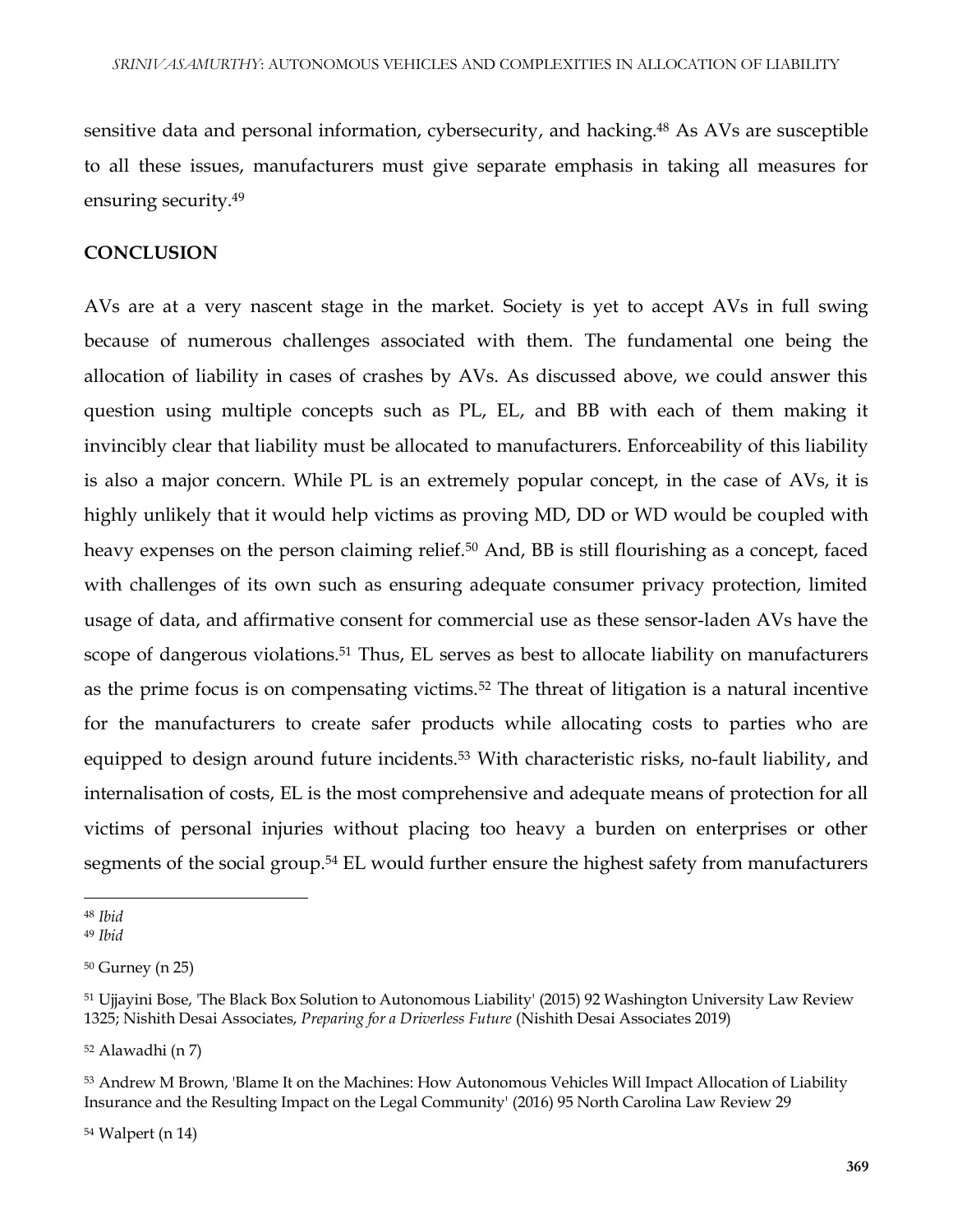sensitive data and personal information, cybersecurity, and hacking.[48] As AVs are susceptible to all these issues, manufacturers must give separate emphasis in taking all measures for ensuring security.[49]

## CONCLUSION

AVs are at a very nascent stage in the market. Society is yet to accept AVs in full swing because of numerous challenges associated with them. The fundamental one being the allocation of liability in cases of crashes by AVs. As discussed above, we could answer this question using multiple concepts such as PL, EL, and BB with each of them making it invincibly clear that liability must be allocated to manufacturers. Enforceability of this liability is also a major concern. While PL is an extremely popular concept, in the case of AVs, it is highly unlikely that it would help victims as proving MD, DD or WD would be coupled with heavy expenses on the person claiming relief.[50] And, BB is still flourishing as a concept, faced with challenges of its own such as ensuring adequate consumer privacy protection, limited usage of data, and affirmative consent for commercial use as these sensor-laden AVs have the scope of dangerous violations.[51] Thus, EL serves as best to allocate liability on manufacturers as the prime focus is on compensating victims.[52] The threat of litigation is a natural incentive for the manufacturers to create safer products while allocating costs to parties who are equipped to design around future incidents.[53] With characteristic risks, no-fault liability, and internalisation of costs, EL is the most comprehensive and adequate means of protection for all victims of personal injuries without placing too heavy a burden on enterprises or other segments of the social group.[54] EL would further ensure the highest safety from manufacturers

---

[48] *Ibid*

[49] *Ibid*

[50] Gurney (n 25)

[51] Ujjayini Bose, 'The Black Box Solution to Autonomous Liability' (2015) 92 Washington University Law Review 1325; Nishith Desai Associates, *Preparing for a Driverless Future* (Nishith Desai Associates 2019)

[52] Alawadhi (n 7)

[53] Andrew M Brown, 'Blame It on the Machines: How Autonomous Vehicles Will Impact Allocation of Liability Insurance and the Resulting Impact on the Legal Community' (2016) 95 North Carolina Law Review 29

[54] Walpert (n 14)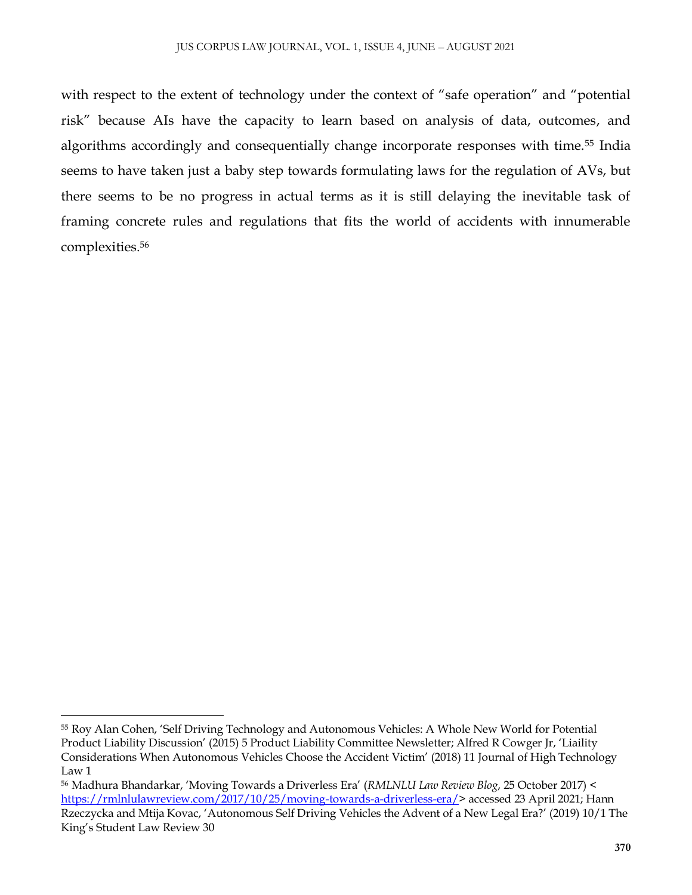with respect to the extent of technology under the context of "safe operation" and "potential risk" because AIs have the capacity to learn based on analysis of data, outcomes, and algorithms accordingly and consequentially change incorporate responses with time.[55] India seems to have taken just a baby step towards formulating laws for the regulation of AVs, but there seems to be no progress in actual terms as it is still delaying the inevitable task of framing concrete rules and regulations that fits the world of accidents with innumerable complexities.[56]

---

[55] Roy Alan Cohen, 'Self Driving Technology and Autonomous Vehicles: A Whole New World for Potential Product Liability Discussion' (2015) 5 Product Liability Committee Newsletter; Alfred R Cowger Jr, 'Liaility Considerations When Autonomous Vehicles Choose the Accident Victim' (2018) 11 Journal of High Technology Law 1

[56] Madhura Bhandarkar, 'Moving Towards a Driverless Era' (*RMLNLU Law Review Blog*, 25 October 2017) <https://rmlnlulawreview.com/2017/10/25/moving-towards-a-driverless-era/> accessed 23 April 2021; Hann Rzeczycka and Mtija Kovac, 'Autonomous Self Driving Vehicles the Advent of a New Legal Era?' (2019) 10/1 The King's Student Law Review 30